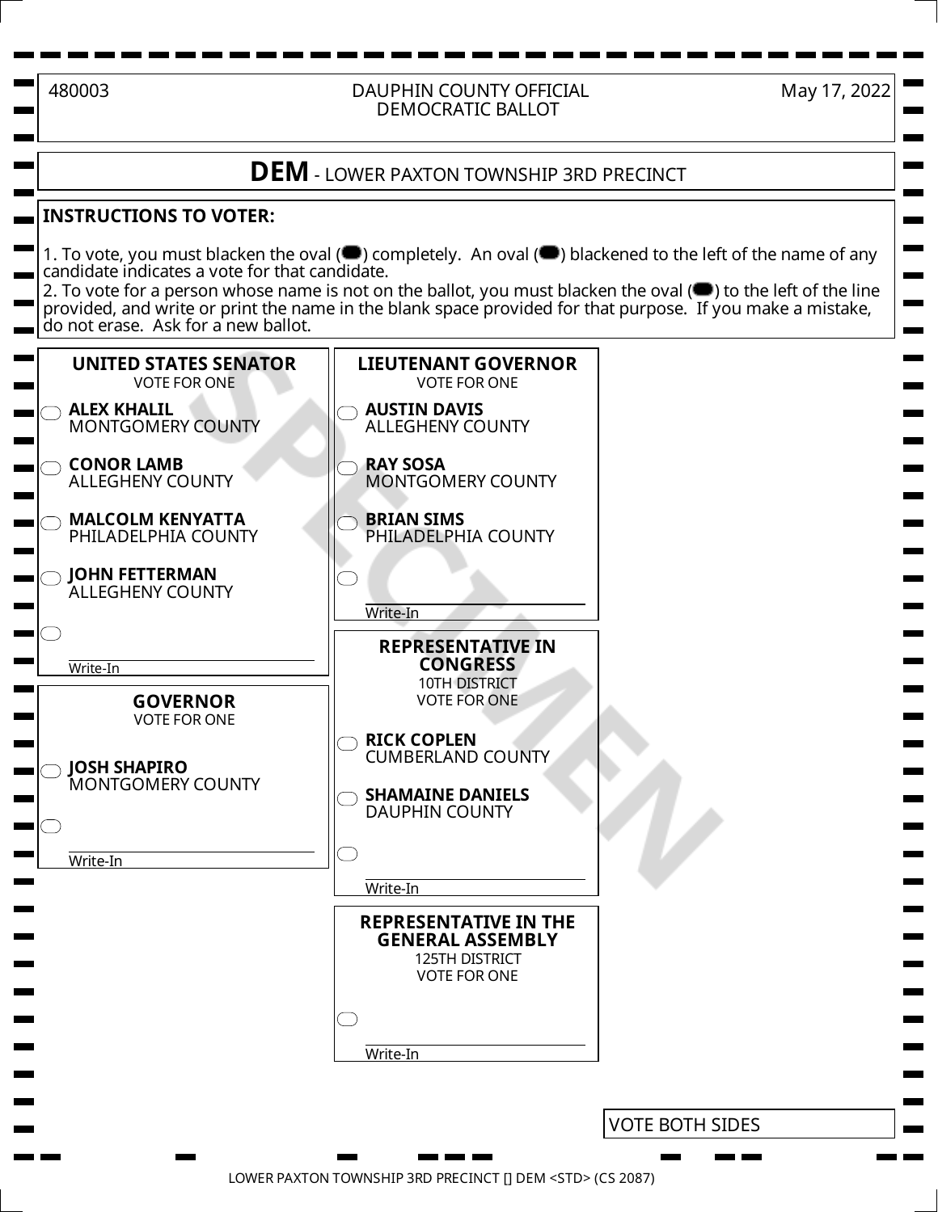480003

DAUPHIN COUNTY OFFICIAL
DEMOCRATIC BALLOT

May 17, 2022

# DEM - LOWER PAXTON TOWNSHIP 3RD PRECINCT

**INSTRUCTIONS TO VOTER:**

1. To vote, you must blacken the oval (⬬) completely. An oval (⬬) blackened to the left of the name of any candidate indicates a vote for that candidate.
2. To vote for a person whose name is not on the ballot, you must blacken the oval (⬬) to the left of the line provided, and write or print the name in the blank space provided for that purpose. If you make a mistake, do not erase. Ask for a new ballot.

## UNITED STATES SENATOR
VOTE FOR ONE

- ◯ **ALEX KHALIL**
  MONTGOMERY COUNTY
- ◯ **CONOR LAMB**
  ALLEGHENY COUNTY
- ◯ **MALCOLM KENYATTA**
  PHILADELPHIA COUNTY
- ◯ **JOHN FETTERMAN**
  ALLEGHENY COUNTY
- ◯ ______________________
  Write-In

## GOVERNOR
VOTE FOR ONE

- ◯ **JOSH SHAPIRO**
  MONTGOMERY COUNTY
- ◯ ______________________
  Write-In

## LIEUTENANT GOVERNOR
VOTE FOR ONE

- ◯ **AUSTIN DAVIS**
  ALLEGHENY COUNTY
- ◯ **RAY SOSA**
  MONTGOMERY COUNTY
- ◯ **BRIAN SIMS**
  PHILADELPHIA COUNTY
- ◯ ______________________
  Write-In

## REPRESENTATIVE IN CONGRESS
10TH DISTRICT
VOTE FOR ONE

- ◯ **RICK COPLEN**
  CUMBERLAND COUNTY
- ◯ **SHAMAINE DANIELS**
  DAUPHIN COUNTY
- ◯ ______________________
  Write-In

## REPRESENTATIVE IN THE GENERAL ASSEMBLY
125TH DISTRICT
VOTE FOR ONE

- ◯ ______________________
  Write-In

VOTE BOTH SIDES

LOWER PAXTON TOWNSHIP 3RD PRECINCT [] DEM <STD> (CS 2087)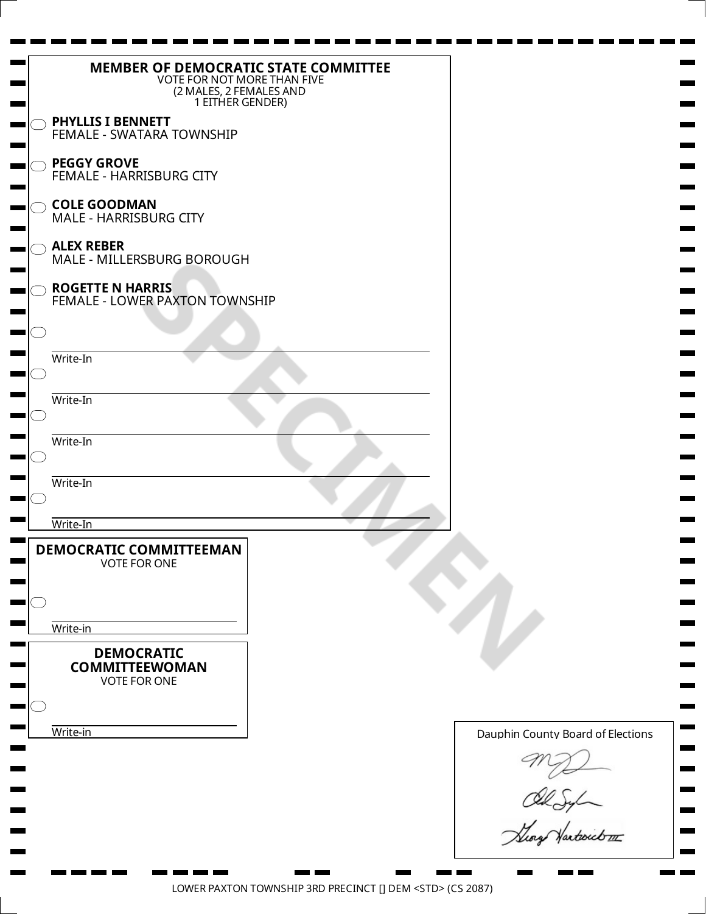## MEMBER OF DEMOCRATIC STATE COMMITTEE

VOTE FOR NOT MORE THAN FIVE
(2 MALES, 2 FEMALES AND
1 EITHER GENDER)

- **PHYLLIS I BENNETT**
  FEMALE - SWATARA TOWNSHIP
- **PEGGY GROVE**
  FEMALE - HARRISBURG CITY
- **COLE GOODMAN**
  MALE - HARRISBURG CITY
- **ALEX REBER**
  MALE - MILLERSBURG BOROUGH
- **ROGETTE N HARRIS**
  FEMALE - LOWER PAXTON TOWNSHIP
- Write-In
- Write-In
- Write-In
- Write-In
- Write-In

## DEMOCRATIC COMMITTEEMAN

VOTE FOR ONE

- Write-in

## DEMOCRATIC COMMITTEEWOMAN

VOTE FOR ONE

- Write-in

SPECIMEN

Dauphin County Board of Elections

LOWER PAXTON TOWNSHIP 3RD PRECINCT [] DEM <STD> (CS 2087)